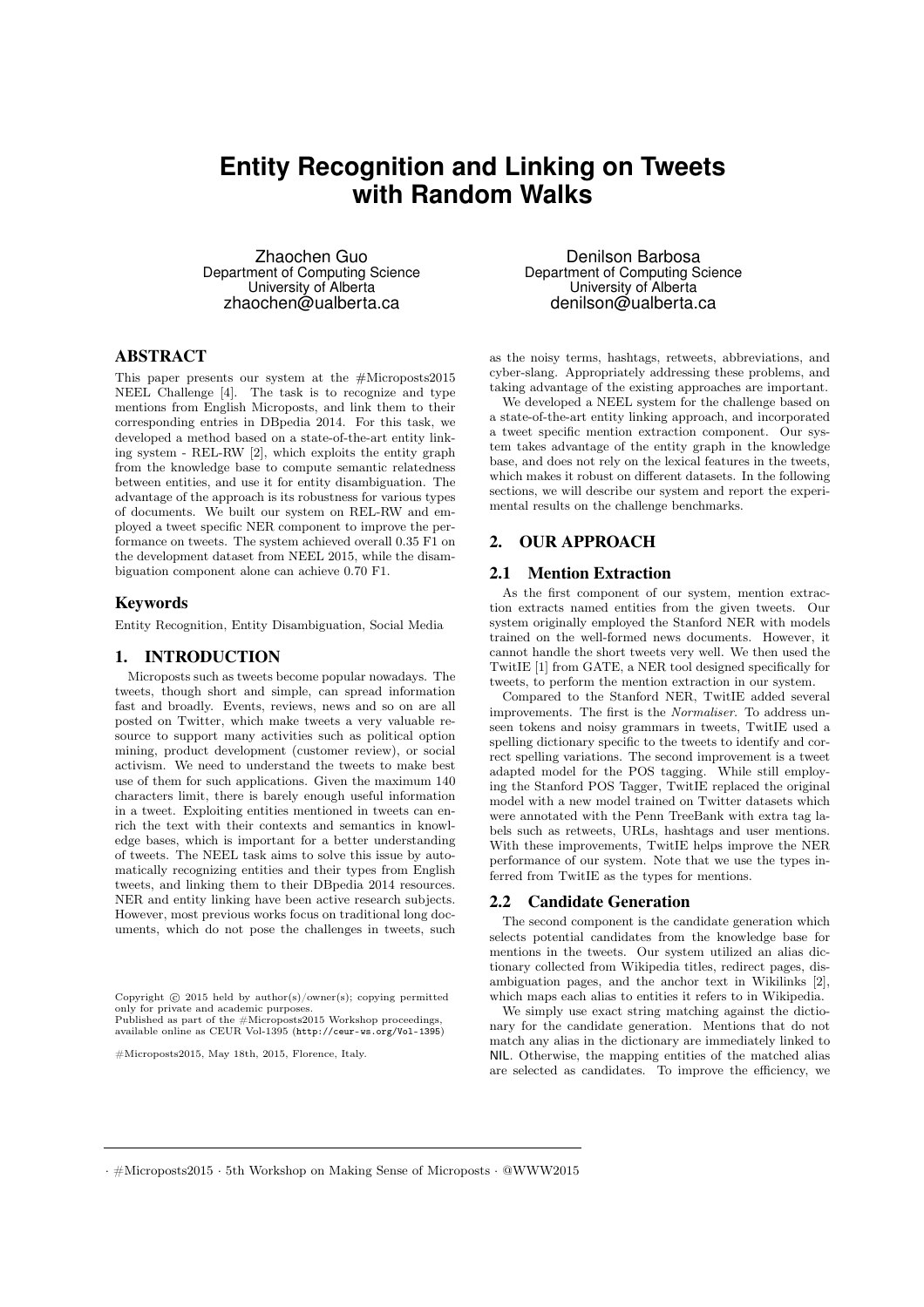# Entity Recognition and Linking on Tweets with Random Walks

Zhaochen Guo
Department of Computing Science
University of Alberta
zhaochen@ualberta.ca

Denilson Barbosa
Department of Computing Science
University of Alberta
denilson@ualberta.ca

## ABSTRACT

This paper presents our system at the #Microposts2015 NEEL Challenge [4]. The task is to recognize and type mentions from English Microposts, and link them to their corresponding entries in DBpedia 2014. For this task, we developed a method based on a state-of-the-art entity linking system - REL-RW [2], which exploits the entity graph from the knowledge base to compute semantic relatedness between entities, and use it for entity disambiguation. The advantage of the approach is its robustness for various types of documents. We built our system on REL-RW and employed a tweet specific NER component to improve the performance on tweets. The system achieved overall 0.35 F1 on the development dataset from NEEL 2015, while the disambiguation component alone can achieve 0.70 F1.

### Keywords

Entity Recognition, Entity Disambiguation, Social Media

## 1. INTRODUCTION

Microposts such as tweets become popular nowadays. The tweets, though short and simple, can spread information fast and broadly. Events, reviews, news and so on are all posted on Twitter, which make tweets a very valuable resource to support many activities such as political option mining, product development (customer review), or social activism. We need to understand the tweets to make best use of them for such applications. Given the maximum 140 characters limit, there is barely enough useful information in a tweet. Exploiting entities mentioned in tweets can enrich the text with their contexts and semantics in knowledge bases, which is important for a better understanding of tweets. The NEEL task aims to solve this issue by automatically recognizing entities and their types from English tweets, and linking them to their DBpedia 2014 resources. NER and entity linking have been active research subjects. However, most previous works focus on traditional long documents, which do not pose the challenges in tweets, such as the noisy terms, hashtags, retweets, abbreviations, and cyber-slang. Appropriately addressing these problems, and taking advantage of the existing approaches are important.

We developed a NEEL system for the challenge based on a state-of-the-art entity linking approach, and incorporated a tweet specific mention extraction component. Our system takes advantage of the entity graph in the knowledge base, and does not rely on the lexical features in the tweets, which makes it robust on different datasets. In the following sections, we will describe our system and report the experimental results on the challenge benchmarks.

Copyright © 2015 held by author(s)/owner(s); copying permitted only for private and academic purposes.
Published as part of the #Microposts2015 Workshop proceedings, available online as CEUR Vol-1395 (http://ceur-ws.org/Vol-1395)

#Microposts2015, May 18th, 2015, Florence, Italy.

## 2. OUR APPROACH

### 2.1 Mention Extraction

As the first component of our system, mention extraction extracts named entities from the given tweets. Our system originally employed the Stanford NER with models trained on the well-formed news documents. However, it cannot handle the short tweets very well. We then used the TwitIE [1] from GATE, a NER tool designed specifically for tweets, to perform the mention extraction in our system.

Compared to the Stanford NER, TwitIE added several improvements. The first is the *Normaliser*. To address unseen tokens and noisy grammars in tweets, TwitIE used a spelling dictionary specific to the tweets to identify and correct spelling variations. The second improvement is a tweet adapted model for the POS tagging. While still employing the Stanford POS Tagger, TwitIE replaced the original model with a new model trained on Twitter datasets which were annotated with the Penn TreeBank with extra tag labels such as retweets, URLs, hashtags and user mentions. With these improvements, TwitIE helps improve the NER performance of our system. Note that we use the types inferred from TwitIE as the types for mentions.

### 2.2 Candidate Generation

The second component is the candidate generation which selects potential candidates from the knowledge base for mentions in the tweets. Our system utilized an alias dictionary collected from Wikipedia titles, redirect pages, disambiguation pages, and the anchor text in Wikilinks [2], which maps each alias to entities it refers to in Wikipedia.

We simply use exact string matching against the dictionary for the candidate generation. Mentions that do not match any alias in the dictionary are immediately linked to NIL. Otherwise, the mapping entities of the matched alias are selected as candidates. To improve the efficiency, we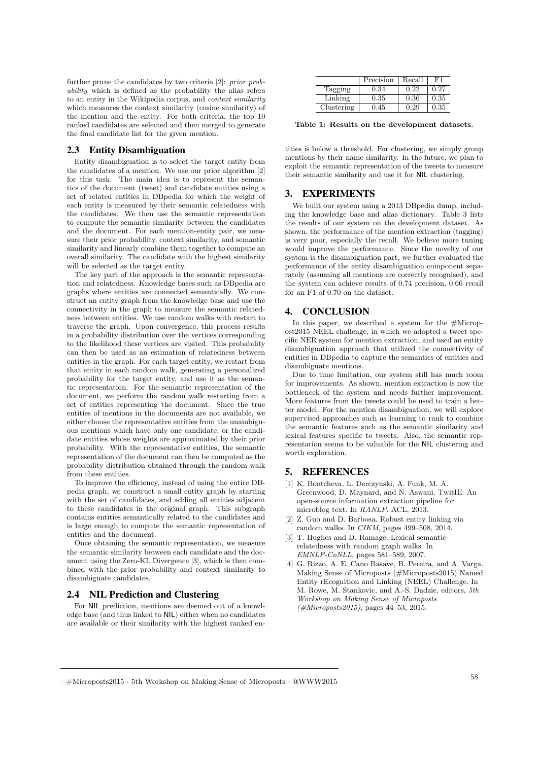further prune the candidates by two criteria [2]: *prior probability* which is defined as the probability the alias refers to an entity in the Wikipedia corpus, and *context similarity* which measures the context similarity (cosine similarity) of the mention and the entity. For both criteria, the top 10 ranked candidates are selected and then merged to generate the final candidate list for the given mention.

## 2.3 Entity Disambiguation

Entity disambiguation is to select the target entity from the candidates of a mention. We use our prior algorithm [2] for this task. The main idea is to represent the semantics of the document (tweet) and candidate entities using a set of related entities in DBpedia for which the weight of each entity is measured by their semantic relatedness with the candidates. We then use the semantic representation to compute the semantic similarity between the candidates and the document. For each mention-entity pair, we measure their prior probability, context similarity, and semantic similarity and linearly combine them together to compute an overall similarity. The candidate with the highest similarity will be selected as the target entity.

The key part of the approach is the semantic representation and relatedness. Knowledge bases such as DBpedia are graphs where entities are connected semantically. We construct an entity graph from the knowledge base and use the connectivity in the graph to measure the semantic relatedness between entities. We use random walks with restart to traverse the graph. Upon convergence, this process results in a probability distribution over the vertices corresponding to the likelihood these vertices are visited. This probability can then be used as an estimation of relatedness between entities in the graph. For each target entity, we restart from that entity in each random walk, generating a personalized probability for the target entity, and use it as the semantic representation. For the semantic representation of the document, we perform the random walk restarting from a set of entities representing the document. Since the true entities of mentions in the documents are not available, we either choose the representative entities from the unambiguous mentions which have only one candidate, or the candidate entities whose weights are approximated by their prior probability. With the representative entities, the semantic representation of the document can then be computed as the probability distribution obtained through the random walk from these entities.

To improve the efficiency, instead of using the entire DBpedia graph, we construct a small entity graph by starting with the set of candidates, and adding all entities adjacent to these candidates in the original graph. This subgraph contains entities semantically related to the candidates and is large enough to compute the semantic representation of entities and the document.

Once obtaining the semantic representation, we measure the semantic similarity between each candidate and the document using the Zero-KL Divergence [3], which is then combined with the prior probability and context similarity to disambiguate candidates.

## 2.4 NIL Prediction and Clustering

For NIL prediction, mentions are deemed out of a knowledge base (and thus linked to NIL) either when no candidates are available or their similarity with the highest ranked entities is below a threshold. For clustering, we simply group mentions by their name similarity. In the future, we plan to exploit the semantic representation of the tweets to measure their semantic similarity and use it for NIL clustering.

| | Precision | Recall | F1 |
|---|---|---|---|
| Tagging | 0.34 | 0.22 | 0.27 |
| Linking | 0.35 | 0.36 | 0.35 |
| Clustering | 0.45 | 0.29 | 0.35 |

**Table 1: Results on the development datasets.**

# 3. EXPERIMENTS

We built our system using a 2013 DBpedia dump, including the knowledge base and alias dictionary. Table 3 lists the results of our system on the development dataset. As shown, the performance of the mention extraction (tagging) is very poor, especially the recall. We believe more tuning would improve the performance. Since the novelty of our system is the disambiguation part, we further evaluated the performance of the entity disambiguation component separately (assuming all mentions are correctly recognised), and the system can achieve results of 0.74 precision, 0.66 recall for an F1 of 0.70 on the dataset.

# 4. CONCLUSION

In this paper, we described a system for the #Microposts2015 NEEL challenge, in which we adopted a tweet specific NER system for mention extraction, and used an entity disambiguation approach that utilized the connectivity of entities in DBpedia to capture the semantics of entities and disambiguate mentions.

Due to time limitation, our system still has much room for improvements. As shown, mention extraction is now the bottleneck of the system and needs further improvement. More features from the tweets could be used to train a better model. For the mention disambiguation, we will explore supervised approaches such as learning to rank to combine the semantic features such as the semantic similarity and lexical features specific to tweets. Also, the semantic representation seems to be valuable for the NIL clustering and worth exploration.

# 5. REFERENCES

[1] K. Bontcheva, L. Derczynski, A. Funk, M. A. Greenwood, D. Maynard, and N. Aswani. TwitIE: An open-source information extraction pipeline for microblog text. In *RANLP*. ACL, 2013.

[2] Z. Guo and D. Barbosa. Robust entity linking via random walks. In *CIKM*, pages 499–508, 2014.

[3] T. Hughes and D. Ramage. Lexical semantic relatedness with random graph walks. In *EMNLP-CoNLL*, pages 581–589, 2007.

[4] G. Rizzo, A. E. Cano Basave, B. Pereira, and A. Varga. Making Sense of Microposts (#Microposts2015) Named Entity rEcognition and Linking (NEEL) Challenge. In M. Rowe, M. Stankovic, and A.-S. Dadzie, editors, *5th Workshop on Making Sense of Microposts (#Microposts2015)*, pages 44–53, 2015.